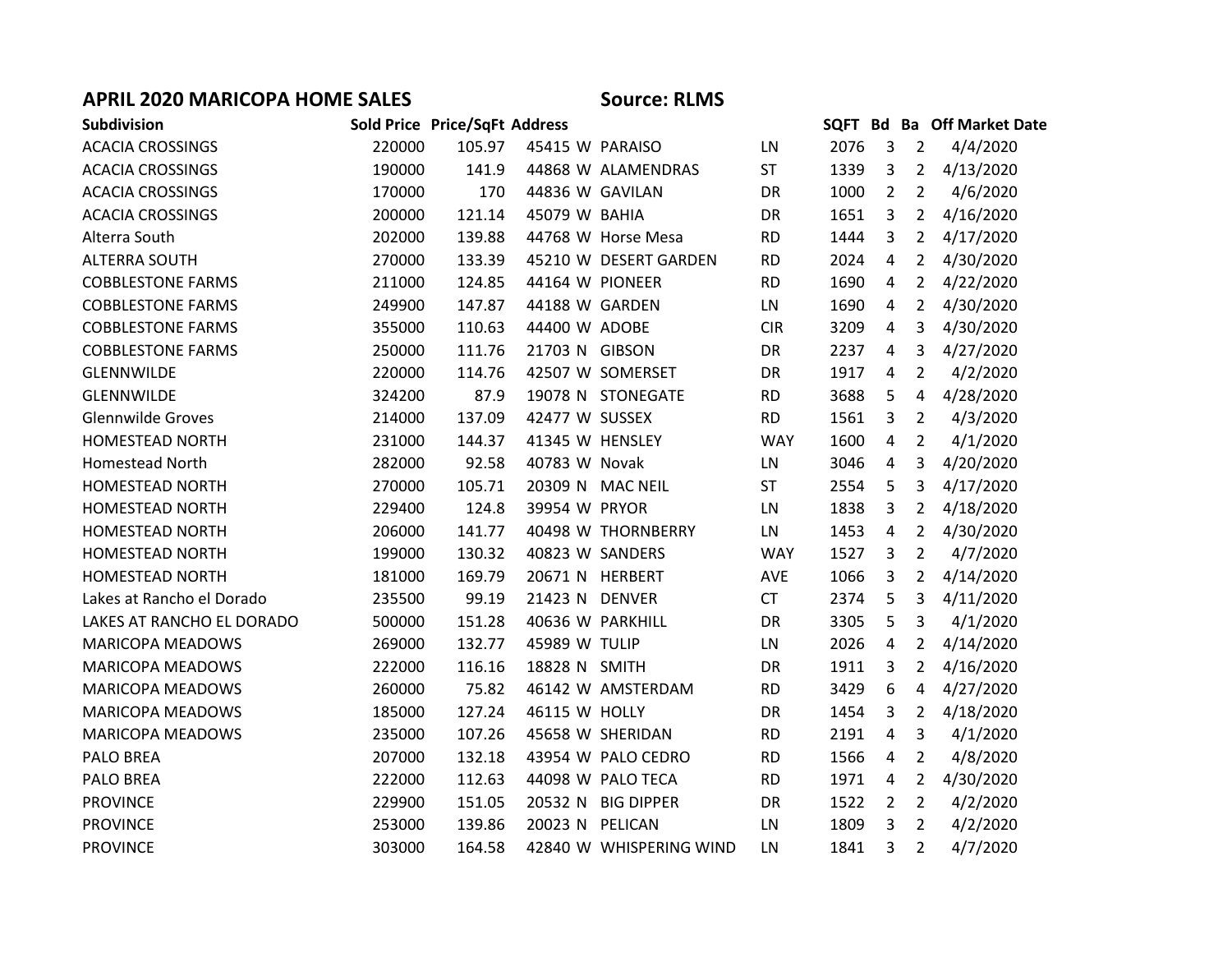**APRIL 2020 MARICOPA HOME SALES** **Source: RLMS**

| Subdivision | Sold Price | Price/SqFt | Address | | | | SQFT | Bd | Ba | Off Market Date |
|---|---|---|---|---|---|---|---|---|---|---|
| ACACIA CROSSINGS | 220000 | 105.97 | 45415 | W | PARAISO | LN | 2076 | 3 | 2 | 4/4/2020 |
| ACACIA CROSSINGS | 190000 | 141.9 | 44868 | W | ALAMENDRAS | ST | 1339 | 3 | 2 | 4/13/2020 |
| ACACIA CROSSINGS | 170000 | 170 | 44836 | W | GAVILAN | DR | 1000 | 2 | 2 | 4/6/2020 |
| ACACIA CROSSINGS | 200000 | 121.14 | 45079 | W | BAHIA | DR | 1651 | 3 | 2 | 4/16/2020 |
| Alterra South | 202000 | 139.88 | 44768 | W | Horse Mesa | RD | 1444 | 3 | 2 | 4/17/2020 |
| ALTERRA SOUTH | 270000 | 133.39 | 45210 | W | DESERT GARDEN | RD | 2024 | 4 | 2 | 4/30/2020 |
| COBBLESTONE FARMS | 211000 | 124.85 | 44164 | W | PIONEER | RD | 1690 | 4 | 2 | 4/22/2020 |
| COBBLESTONE FARMS | 249900 | 147.87 | 44188 | W | GARDEN | LN | 1690 | 4 | 2 | 4/30/2020 |
| COBBLESTONE FARMS | 355000 | 110.63 | 44400 | W | ADOBE | CIR | 3209 | 4 | 3 | 4/30/2020 |
| COBBLESTONE FARMS | 250000 | 111.76 | 21703 | N | GIBSON | DR | 2237 | 4 | 3 | 4/27/2020 |
| GLENNWILDE | 220000 | 114.76 | 42507 | W | SOMERSET | DR | 1917 | 4 | 2 | 4/2/2020 |
| GLENNWILDE | 324200 | 87.9 | 19078 | N | STONEGATE | RD | 3688 | 5 | 4 | 4/28/2020 |
| Glennwilde Groves | 214000 | 137.09 | 42477 | W | SUSSEX | RD | 1561 | 3 | 2 | 4/3/2020 |
| HOMESTEAD NORTH | 231000 | 144.37 | 41345 | W | HENSLEY | WAY | 1600 | 4 | 2 | 4/1/2020 |
| Homestead North | 282000 | 92.58 | 40783 | W | Novak | LN | 3046 | 4 | 3 | 4/20/2020 |
| HOMESTEAD NORTH | 270000 | 105.71 | 20309 | N | MAC NEIL | ST | 2554 | 5 | 3 | 4/17/2020 |
| HOMESTEAD NORTH | 229400 | 124.8 | 39954 | W | PRYOR | LN | 1838 | 3 | 2 | 4/18/2020 |
| HOMESTEAD NORTH | 206000 | 141.77 | 40498 | W | THORNBERRY | LN | 1453 | 4 | 2 | 4/30/2020 |
| HOMESTEAD NORTH | 199000 | 130.32 | 40823 | W | SANDERS | WAY | 1527 | 3 | 2 | 4/7/2020 |
| HOMESTEAD NORTH | 181000 | 169.79 | 20671 | N | HERBERT | AVE | 1066 | 3 | 2 | 4/14/2020 |
| Lakes at Rancho el Dorado | 235500 | 99.19 | 21423 | N | DENVER | CT | 2374 | 5 | 3 | 4/11/2020 |
| LAKES AT RANCHO EL DORADO | 500000 | 151.28 | 40636 | W | PARKHILL | DR | 3305 | 5 | 3 | 4/1/2020 |
| MARICOPA MEADOWS | 269000 | 132.77 | 45989 | W | TULIP | LN | 2026 | 4 | 2 | 4/14/2020 |
| MARICOPA MEADOWS | 222000 | 116.16 | 18828 | N | SMITH | DR | 1911 | 3 | 2 | 4/16/2020 |
| MARICOPA MEADOWS | 260000 | 75.82 | 46142 | W | AMSTERDAM | RD | 3429 | 6 | 4 | 4/27/2020 |
| MARICOPA MEADOWS | 185000 | 127.24 | 46115 | W | HOLLY | DR | 1454 | 3 | 2 | 4/18/2020 |
| MARICOPA MEADOWS | 235000 | 107.26 | 45658 | W | SHERIDAN | RD | 2191 | 4 | 3 | 4/1/2020 |
| PALO BREA | 207000 | 132.18 | 43954 | W | PALO CEDRO | RD | 1566 | 4 | 2 | 4/8/2020 |
| PALO BREA | 222000 | 112.63 | 44098 | W | PALO TECA | RD | 1971 | 4 | 2 | 4/30/2020 |
| PROVINCE | 229900 | 151.05 | 20532 | N | BIG DIPPER | DR | 1522 | 2 | 2 | 4/2/2020 |
| PROVINCE | 253000 | 139.86 | 20023 | N | PELICAN | LN | 1809 | 3 | 2 | 4/2/2020 |
| PROVINCE | 303000 | 164.58 | 42840 | W | WHISPERING WIND | LN | 1841 | 3 | 2 | 4/7/2020 |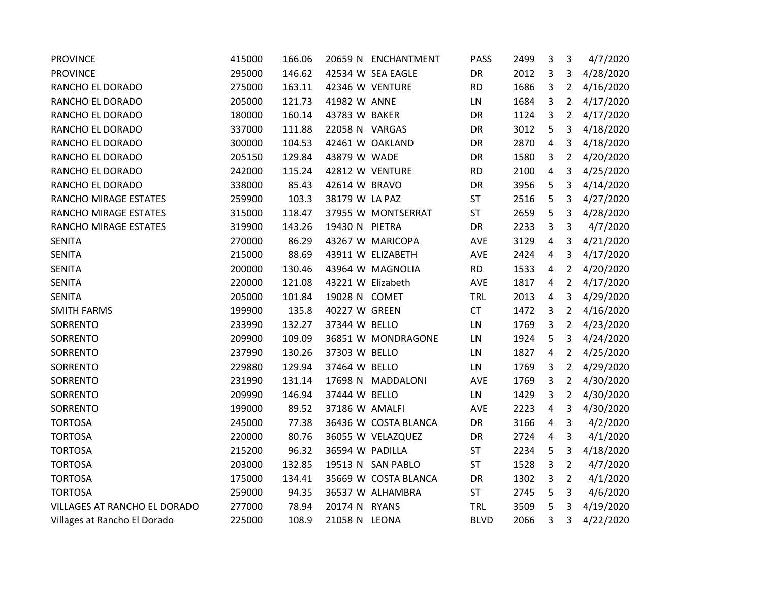| | | | | | | | | | | |
|---|---|---|---|---|---|---|---|---|---|---|
| PROVINCE | 415000 | 166.06 | 20659 | N | ENCHANTMENT | PASS | 2499 | 3 | 3 | 4/7/2020 |
| PROVINCE | 295000 | 146.62 | 42534 | W | SEA EAGLE | DR | 2012 | 3 | 3 | 4/28/2020 |
| RANCHO EL DORADO | 275000 | 163.11 | 42346 | W | VENTURE | RD | 1686 | 3 | 2 | 4/16/2020 |
| RANCHO EL DORADO | 205000 | 121.73 | 41982 | W | ANNE | LN | 1684 | 3 | 2 | 4/17/2020 |
| RANCHO EL DORADO | 180000 | 160.14 | 43783 | W | BAKER | DR | 1124 | 3 | 2 | 4/17/2020 |
| RANCHO EL DORADO | 337000 | 111.88 | 22058 | N | VARGAS | DR | 3012 | 5 | 3 | 4/18/2020 |
| RANCHO EL DORADO | 300000 | 104.53 | 42461 | W | OAKLAND | DR | 2870 | 4 | 3 | 4/18/2020 |
| RANCHO EL DORADO | 205150 | 129.84 | 43879 | W | WADE | DR | 1580 | 3 | 2 | 4/20/2020 |
| RANCHO EL DORADO | 242000 | 115.24 | 42812 | W | VENTURE | RD | 2100 | 4 | 3 | 4/25/2020 |
| RANCHO EL DORADO | 338000 | 85.43 | 42614 | W | BRAVO | DR | 3956 | 5 | 3 | 4/14/2020 |
| RANCHO MIRAGE ESTATES | 259900 | 103.3 | 38179 | W | LA PAZ | ST | 2516 | 5 | 3 | 4/27/2020 |
| RANCHO MIRAGE ESTATES | 315000 | 118.47 | 37955 | W | MONTSERRAT | ST | 2659 | 5 | 3 | 4/28/2020 |
| RANCHO MIRAGE ESTATES | 319900 | 143.26 | 19430 | N | PIETRA | DR | 2233 | 3 | 3 | 4/7/2020 |
| SENITA | 270000 | 86.29 | 43267 | W | MARICOPA | AVE | 3129 | 4 | 3 | 4/21/2020 |
| SENITA | 215000 | 88.69 | 43911 | W | ELIZABETH | AVE | 2424 | 4 | 3 | 4/17/2020 |
| SENITA | 200000 | 130.46 | 43964 | W | MAGNOLIA | RD | 1533 | 4 | 2 | 4/20/2020 |
| SENITA | 220000 | 121.08 | 43221 | W | Elizabeth | AVE | 1817 | 4 | 2 | 4/17/2020 |
| SENITA | 205000 | 101.84 | 19028 | N | COMET | TRL | 2013 | 4 | 3 | 4/29/2020 |
| SMITH FARMS | 199900 | 135.8 | 40227 | W | GREEN | CT | 1472 | 3 | 2 | 4/16/2020 |
| SORRENTO | 233990 | 132.27 | 37344 | W | BELLO | LN | 1769 | 3 | 2 | 4/23/2020 |
| SORRENTO | 209900 | 109.09 | 36851 | W | MONDRAGONE | LN | 1924 | 5 | 3 | 4/24/2020 |
| SORRENTO | 237990 | 130.26 | 37303 | W | BELLO | LN | 1827 | 4 | 2 | 4/25/2020 |
| SORRENTO | 229880 | 129.94 | 37464 | W | BELLO | LN | 1769 | 3 | 2 | 4/29/2020 |
| SORRENTO | 231990 | 131.14 | 17698 | N | MADDALONI | AVE | 1769 | 3 | 2 | 4/30/2020 |
| SORRENTO | 209990 | 146.94 | 37444 | W | BELLO | LN | 1429 | 3 | 2 | 4/30/2020 |
| SORRENTO | 199000 | 89.52 | 37186 | W | AMALFI | AVE | 2223 | 4 | 3 | 4/30/2020 |
| TORTOSA | 245000 | 77.38 | 36436 | W | COSTA BLANCA | DR | 3166 | 4 | 3 | 4/2/2020 |
| TORTOSA | 220000 | 80.76 | 36055 | W | VELAZQUEZ | DR | 2724 | 4 | 3 | 4/1/2020 |
| TORTOSA | 215200 | 96.32 | 36594 | W | PADILLA | ST | 2234 | 5 | 3 | 4/18/2020 |
| TORTOSA | 203000 | 132.85 | 19513 | N | SAN PABLO | ST | 1528 | 3 | 2 | 4/7/2020 |
| TORTOSA | 175000 | 134.41 | 35669 | W | COSTA BLANCA | DR | 1302 | 3 | 2 | 4/1/2020 |
| TORTOSA | 259000 | 94.35 | 36537 | W | ALHAMBRA | ST | 2745 | 5 | 3 | 4/6/2020 |
| VILLAGES AT RANCHO EL DORADO | 277000 | 78.94 | 20174 | N | RYANS | TRL | 3509 | 5 | 3 | 4/19/2020 |
| Villages at Rancho El Dorado | 225000 | 108.9 | 21058 | N | LEONA | BLVD | 2066 | 3 | 3 | 4/22/2020 |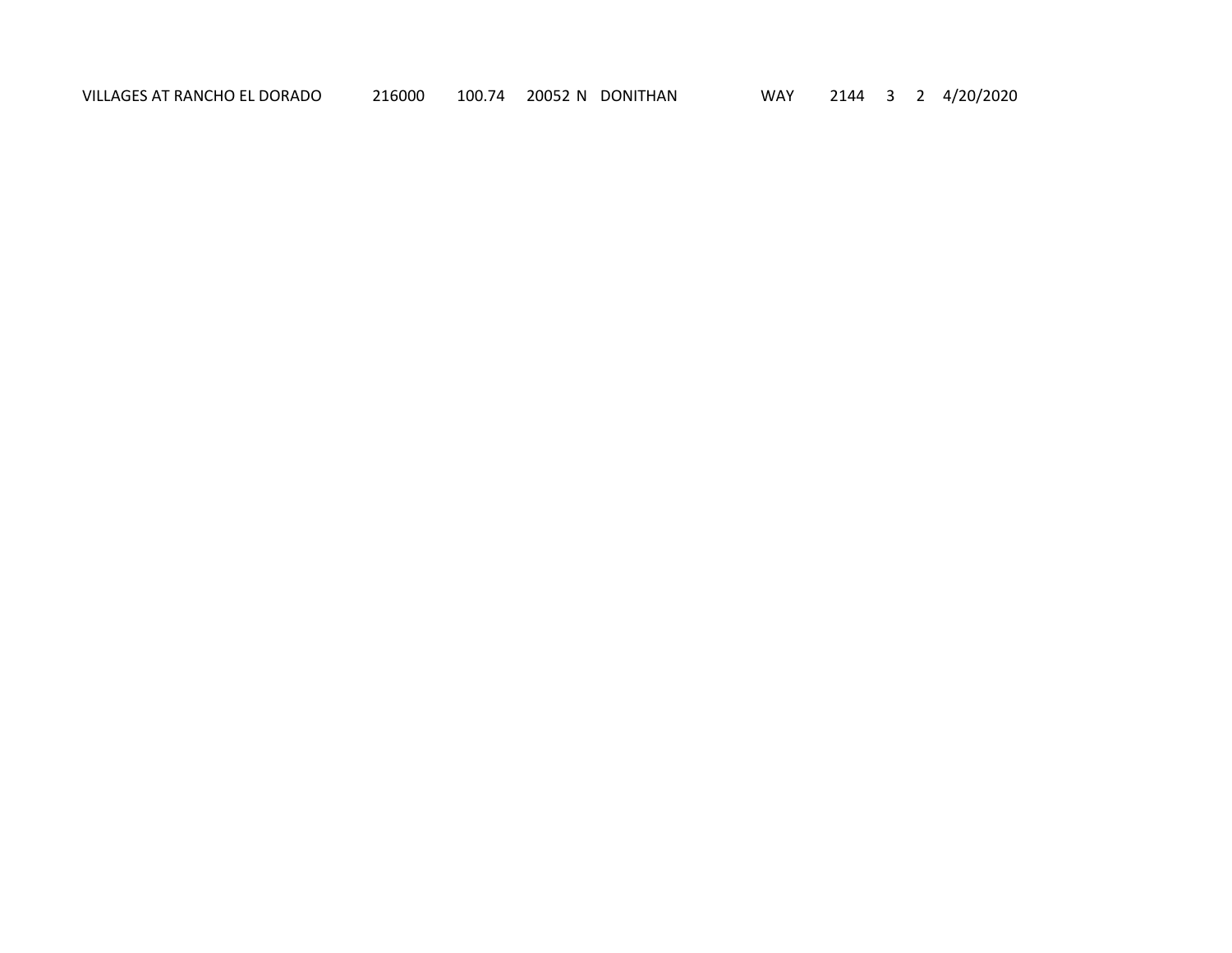| | | | | | | | | | | |
|---|---|---|---|---|---|---|---|---|---|---|
| VILLAGES AT RANCHO EL DORADO | 216000 | 100.74 | 20052 | N | DONITHAN | WAY | 2144 | 3 | 2 | 4/20/2020 |